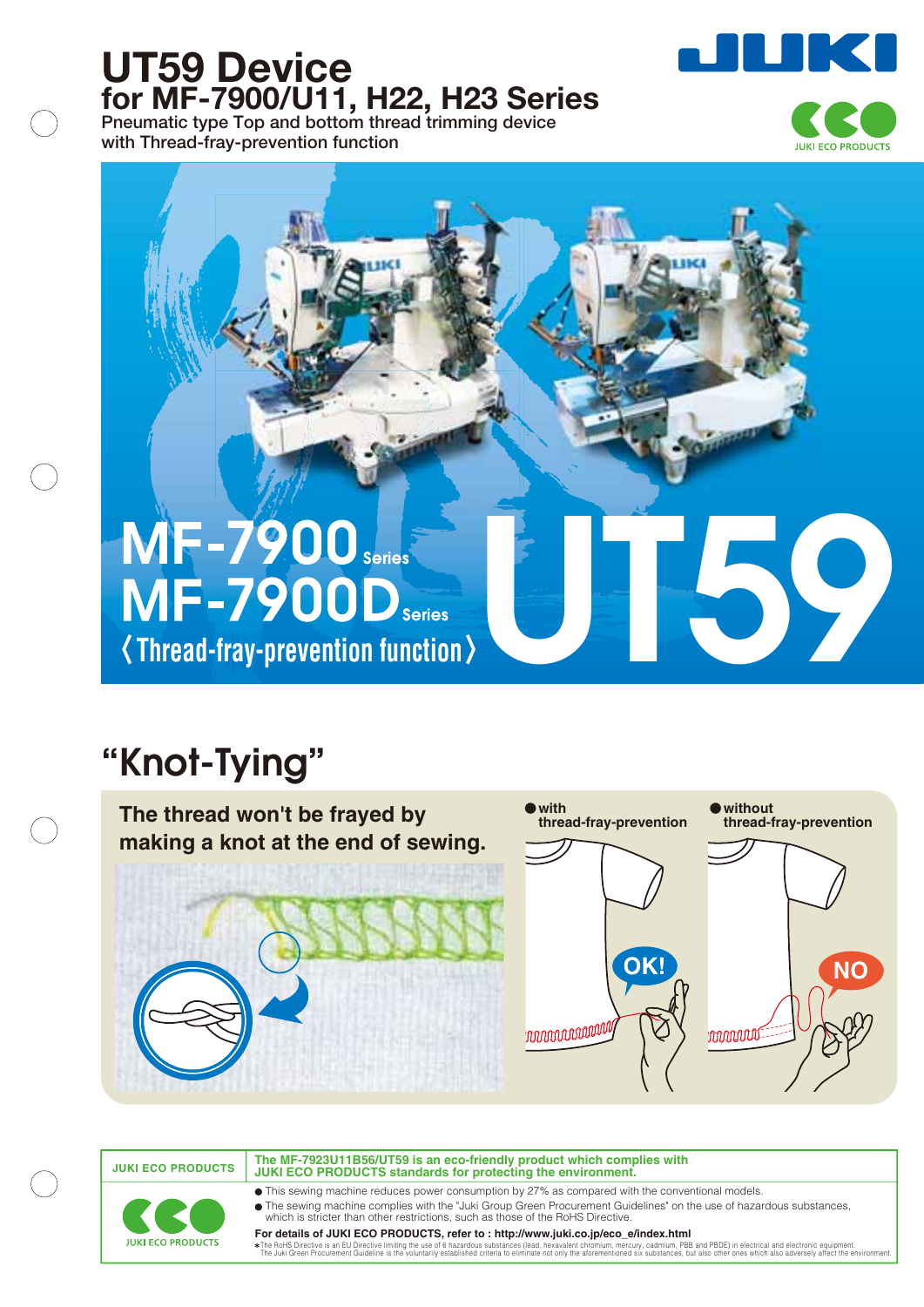# UT59 Device
## for MF-7900/U11, H22, H23 Series

Pneumatic type Top and bottom thread trimming device
with Thread-fray-prevention function

JUKI

JUKI ECO PRODUCTS

MF-7900 Series
MF-7900D Series
〈Thread-fray-prevention function〉

UT59

## "Knot-Tying"

**The thread won't be frayed by making a knot at the end of sewing.**

● with thread-fray-prevention

OK!

● without thread-fray-prevention

NO

| JUKI ECO PRODUCTS | **The MF-7923U11B56/UT59 is an eco-friendly product which complies with JUKI ECO PRODUCTS standards for protecting the environment.** |
|---|---|
| JUKI ECO PRODUCTS | ● This sewing machine reduces power consumption by 27% as compared with the conventional models.<br>● The sewing machine complies with the "Juki Group Green Procurement Guidelines" on the use of hazardous substances, which is stricter than other restrictions, such as those of the RoHS Directive.<br>**For details of JUKI ECO PRODUCTS, refer to : http://www.juki.co.jp/eco_e/index.html**<br>* The RoHS Directive is an EU Directive limiting the use of 6 hazardous substances (lead, hexavalent chromium, mercury, cadmium, PBB and PBDE) in electrical and electronic equipment. The Juki Green Procurement Guideline is the voluntarily established criteria to eliminate not only the aforementioned six substances, but also other ones which also adversely affect the environment. |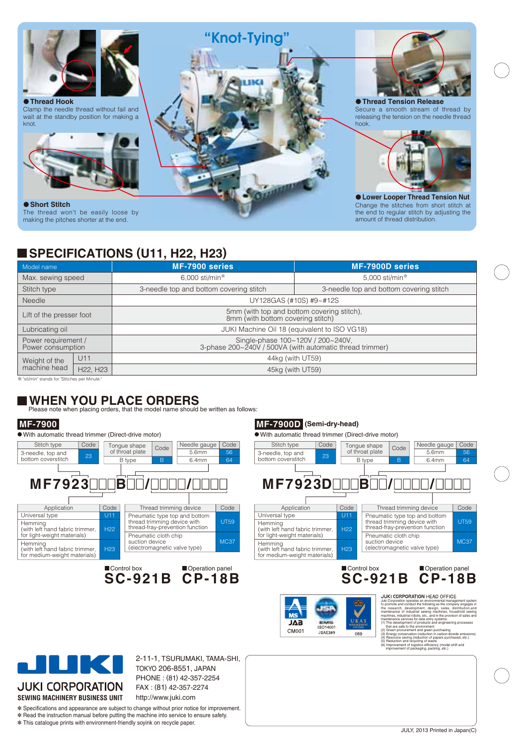## "Knot-Tying"

**● Thread Hook**
Clamp the needle thread without fail and wait at the standby position for making a knot.

**● Short Stitch**
The thread won't be easily loose by making the pitches shorter at the end.

**● Thread Tension Release**
Secure a smooth stream of thread by releasing the tension on the needle thread hook.

**● Lower Looper Thread Tension Nut**
Change the stitches from short stitch at the end to regular stitch by adjusting the amount of thread distribution.

## SPECIFICATIONS (U11, H22, H23)

| Model name | | MF-7900 series | MF-7900D series |
|---|---|---|---|
| Max. sewing speed | | 6,000 sti/min※ | 5,000 sti/min※ |
| Stitch type | | 3-needle top and bottom covering stitch | 3-needle top and bottom covering stitch |
| Needle | | UY128GAS (#10S) #9~#12S | |
| Lift of the presser foot | | 5mm (with top and bottom covering stitch), 8mm (with bottom covering stitch) | |
| Lubricating oil | | JUKI Machine Oil 18 (equivalent to ISO VG18) | |
| Power requirement / Power consumption | | Single-phase 100~120V / 200~240V, 3-phase 200~240V / 500VA (with automatic thread trimmer) | |
| Weight of the machine head | U11 | 44kg (with UT59) | |
| | H22, H23 | 45kg (with UT59) | |

※ "sti/min" stands for "Stitches per Minute."

## WHEN YOU PLACE ORDERS

Please note when placing orders, that the model name should be written as follows:

### MF-7900

● With automatic thread trimmer (Direct-drive motor)

| Stitch type | Code |
|---|---|
| 3-needle, top and bottom coverstitch | 23 |

| Tongue shape of throat plate | Code |
|---|---|
| B type | B |

| Needle gauge | Code |
|---|---|
| 5.6mm | 56 |
| 6.4mm | 64 |

**MF7923□□□B□□/□□□□/□□□□**

| Application | Code |
|---|---|
| Universal type | U11 |
| Hemming (with left hand fabric trimmer, for light-weight materials) | H22 |
| Hemming (with left hand fabric trimmer, for medium-weight materials) | H23 |

| Thread trimming device | Code |
|---|---|
| Pneumatic type top and bottom thread trimming device with thread-fray-prevention function | UT59 |
| Pneumatic cloth chip suction device (electromagnetic valve type) | MC37 |

■Control box **SC-921B** ■Operation panel **CP-18B**

### MF-7900D (Semi-dry-head)

● With automatic thread trimmer (Direct-drive motor)

| Stitch type | Code |
|---|---|
| 3-needle, top and bottom coverstitch | 23 |

| Tongue shape of throat plate | Code |
|---|---|
| B type | B |

| Needle gauge | Code |
|---|---|
| 5.6mm | 56 |
| 6.4mm | 64 |

**MF7923D□□□B□□/□□□□/□□□□**

| Application | Code |
|---|---|
| Universal type | U11 |
| Hemming (with left hand fabric trimmer, for light-weight materials) | H22 |
| Hemming (with left hand fabric trimmer, for medium-weight materials) | H23 |

| Thread trimming device | Code |
|---|---|
| Pneumatic type top and bottom thread trimming device with thread-fray-prevention function | UT59 |
| Pneumatic cloth chip suction device (electromagnetic valve type) | MC37 |

■Control box **SC-921B** ■Operation panel **CP-18B**

MS JAB CM001 | EMS ISO14001 JSAE389 | UKAS MANAGEMENT SYSTEMS 089

**JUKI CORPORATION HEAD OFFICE**
Juki Corporation operates an environmental management system to promote and conduct the following as the company engages in the research, development, design, sales, distribution,and maintenance of industrial sewing machines, household sewing machines, industrial robots, etc., and in the provision of sales and maintenance services for data entry systems:
(1) The development of products and engineering processes that are safe to the environment
(2) Green procurement and green purchasing
(3) Energy conservation (reduction in carbon-dioxide emissions)
(4) Resource saving (reduction of papers purchased, etc.)
(5) Reduction and recycling of waste
(6) Improvement of logistics efficiency (modal shift and improvement of packaging, packing, etc.)

**JUKI CORPORATION**
SEWING MACHINERY BUSINESS UNIT

2-11-1, TSURUMAKI, TAMA-SHI,
TOKYO 206-8551, JAPAN
PHONE : (81) 42-357-2254
FAX : (81) 42-357-2274
http://www.juki.com

✻ Specifications and appearance are subject to change without prior notice for improvement.
✻ Read the instruction manual before putting the machine into service to ensure safety.
✻ This catalogue prints with environment-friendly soyink on recycle paper.

JULY, 2013 Printed in Japan(C)